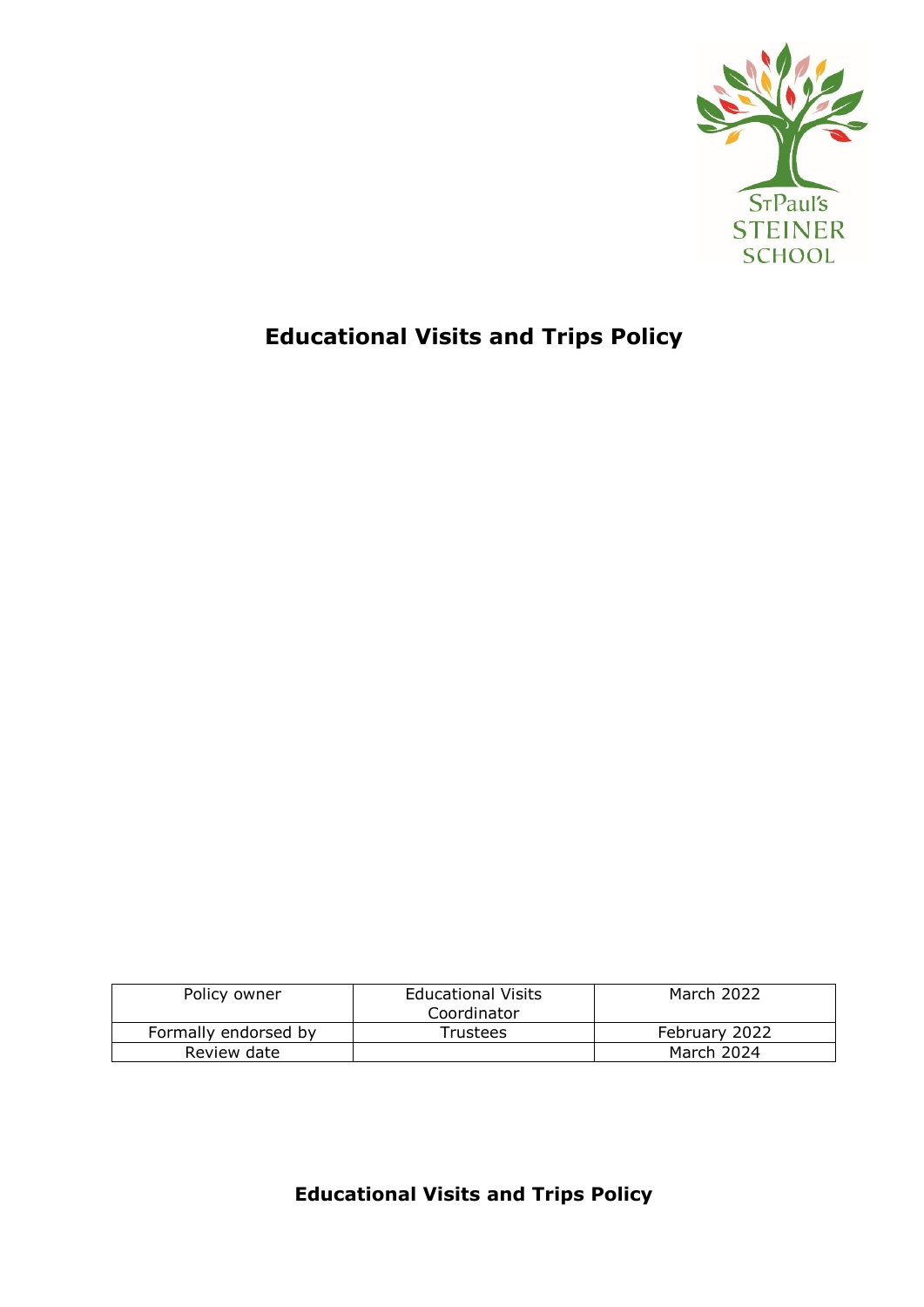St Paul's
STEINER
SCHOOL

# Educational Visits and Trips Policy

| Policy owner | Educational Visits Coordinator | March 2022 |
|---|---|---|
| Formally endorsed by | Trustees | February 2022 |
| Review date | | March 2024 |

# Educational Visits and Trips Policy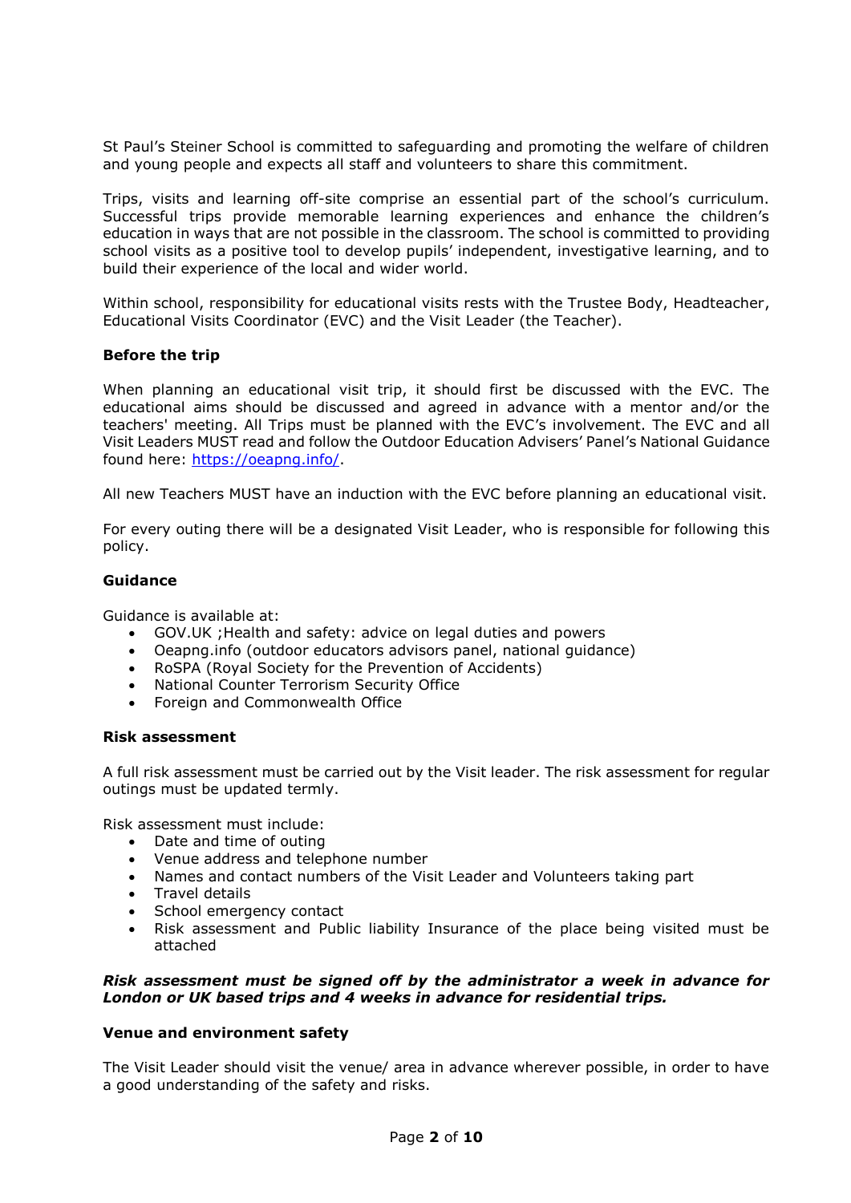St Paul's Steiner School is committed to safeguarding and promoting the welfare of children and young people and expects all staff and volunteers to share this commitment.

Trips, visits and learning off-site comprise an essential part of the school's curriculum. Successful trips provide memorable learning experiences and enhance the children's education in ways that are not possible in the classroom. The school is committed to providing school visits as a positive tool to develop pupils' independent, investigative learning, and to build their experience of the local and wider world.

Within school, responsibility for educational visits rests with the Trustee Body, Headteacher, Educational Visits Coordinator (EVC) and the Visit Leader (the Teacher).

**Before the trip**

When planning an educational visit trip, it should first be discussed with the EVC. The educational aims should be discussed and agreed in advance with a mentor and/or the teachers' meeting. All Trips must be planned with the EVC's involvement. The EVC and all Visit Leaders MUST read and follow the Outdoor Education Advisers' Panel's National Guidance found here: [https://oeapng.info/](https://oeapng.info/).

All new Teachers MUST have an induction with the EVC before planning an educational visit.

For every outing there will be a designated Visit Leader, who is responsible for following this policy.

**Guidance**

Guidance is available at:

- GOV.UK ;Health and safety: advice on legal duties and powers
- Oeapng.info (outdoor educators advisors panel, national guidance)
- RoSPA (Royal Society for the Prevention of Accidents)
- National Counter Terrorism Security Office
- Foreign and Commonwealth Office

**Risk assessment**

A full risk assessment must be carried out by the Visit leader. The risk assessment for regular outings must be updated termly.

Risk assessment must include:

- Date and time of outing
- Venue address and telephone number
- Names and contact numbers of the Visit Leader and Volunteers taking part
- Travel details
- School emergency contact
- Risk assessment and Public liability Insurance of the place being visited must be attached

***Risk assessment must be signed off by the administrator a week in advance for London or UK based trips and 4 weeks in advance for residential trips.***

**Venue and environment safety**

The Visit Leader should visit the venue/ area in advance wherever possible, in order to have a good understanding of the safety and risks.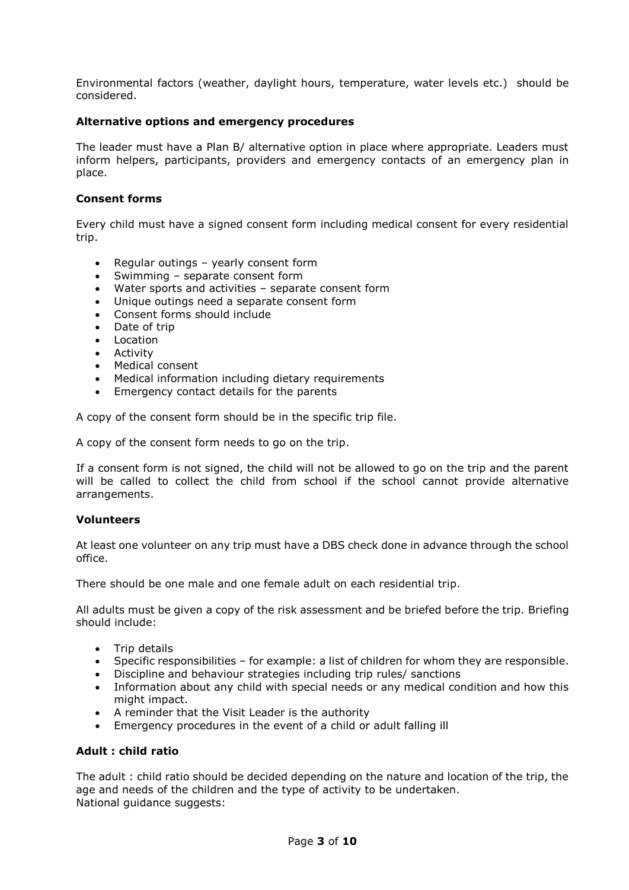Environmental factors (weather, daylight hours, temperature, water levels etc.) should be considered.

**Alternative options and emergency procedures**

The leader must have a Plan B/ alternative option in place where appropriate. Leaders must inform helpers, participants, providers and emergency contacts of an emergency plan in place.

**Consent forms**

Every child must have a signed consent form including medical consent for every residential trip.

- Regular outings – yearly consent form
- Swimming – separate consent form
- Water sports and activities – separate consent form
- Unique outings need a separate consent form
- Consent forms should include
- Date of trip
- Location
- Activity
- Medical consent
- Medical information including dietary requirements
- Emergency contact details for the parents

A copy of the consent form should be in the specific trip file.

A copy of the consent form needs to go on the trip.

If a consent form is not signed, the child will not be allowed to go on the trip and the parent will be called to collect the child from school if the school cannot provide alternative arrangements.

**Volunteers**

At least one volunteer on any trip must have a DBS check done in advance through the school office.

There should be one male and one female adult on each residential trip.

All adults must be given a copy of the risk assessment and be briefed before the trip. Briefing should include:

- Trip details
- Specific responsibilities – for example: a list of children for whom they are responsible.
- Discipline and behaviour strategies including trip rules/ sanctions
- Information about any child with special needs or any medical condition and how this might impact.
- A reminder that the Visit Leader is the authority
- Emergency procedures in the event of a child or adult falling ill

**Adult : child ratio**

The adult : child ratio should be decided depending on the nature and location of the trip, the age and needs of the children and the type of activity to be undertaken.
National guidance suggests: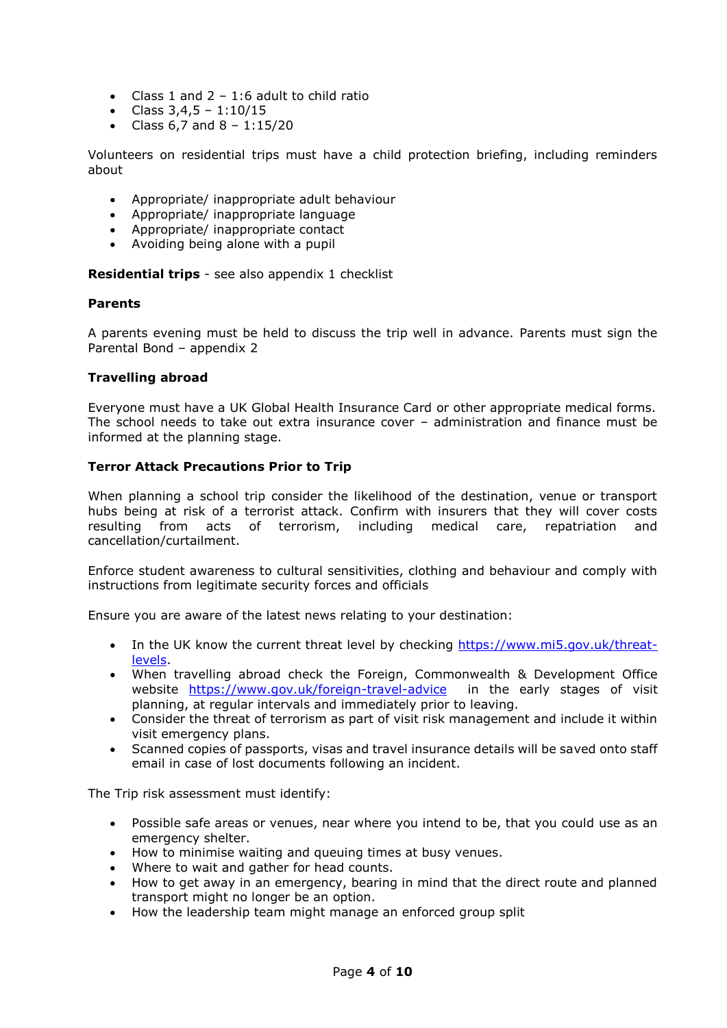- Class 1 and 2 – 1:6 adult to child ratio
- Class 3,4,5 – 1:10/15
- Class 6,7 and 8 – 1:15/20

Volunteers on residential trips must have a child protection briefing, including reminders about

- Appropriate/ inappropriate adult behaviour
- Appropriate/ inappropriate language
- Appropriate/ inappropriate contact
- Avoiding being alone with a pupil

**Residential trips** - see also appendix 1 checklist

**Parents**

A parents evening must be held to discuss the trip well in advance. Parents must sign the Parental Bond – appendix 2

**Travelling abroad**

Everyone must have a UK Global Health Insurance Card or other appropriate medical forms. The school needs to take out extra insurance cover – administration and finance must be informed at the planning stage.

**Terror Attack Precautions Prior to Trip**

When planning a school trip consider the likelihood of the destination, venue or transport hubs being at risk of a terrorist attack. Confirm with insurers that they will cover costs resulting from acts of terrorism, including medical care, repatriation and cancellation/curtailment.

Enforce student awareness to cultural sensitivities, clothing and behaviour and comply with instructions from legitimate security forces and officials

Ensure you are aware of the latest news relating to your destination:

- In the UK know the current threat level by checking [https://www.mi5.gov.uk/threat-levels](https://www.mi5.gov.uk/threat-levels).
- When travelling abroad check the Foreign, Commonwealth & Development Office website [https://www.gov.uk/foreign-travel-advice](https://www.gov.uk/foreign-travel-advice) in the early stages of visit planning, at regular intervals and immediately prior to leaving.
- Consider the threat of terrorism as part of visit risk management and include it within visit emergency plans.
- Scanned copies of passports, visas and travel insurance details will be saved onto staff email in case of lost documents following an incident.

The Trip risk assessment must identify:

- Possible safe areas or venues, near where you intend to be, that you could use as an emergency shelter.
- How to minimise waiting and queuing times at busy venues.
- Where to wait and gather for head counts.
- How to get away in an emergency, bearing in mind that the direct route and planned transport might no longer be an option.
- How the leadership team might manage an enforced group split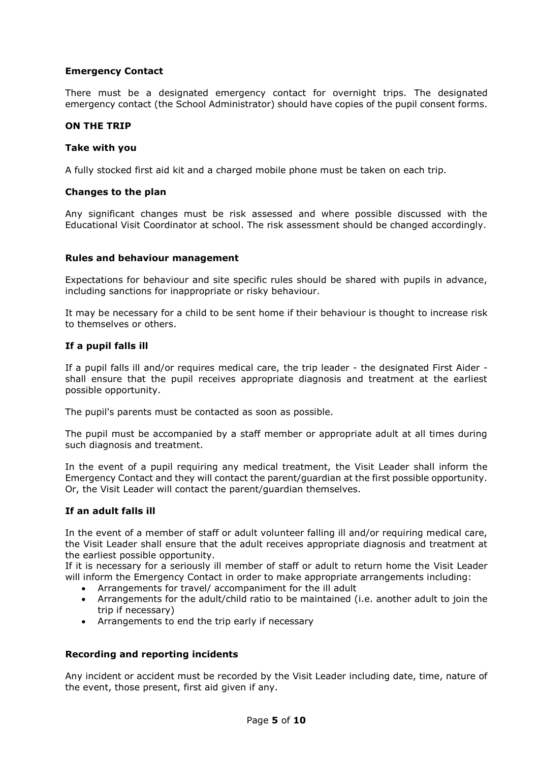**Emergency Contact**

There must be a designated emergency contact for overnight trips. The designated emergency contact (the School Administrator) should have copies of the pupil consent forms.

**ON THE TRIP**

**Take with you**

A fully stocked first aid kit and a charged mobile phone must be taken on each trip.

**Changes to the plan**

Any significant changes must be risk assessed and where possible discussed with the Educational Visit Coordinator at school. The risk assessment should be changed accordingly.

**Rules and behaviour management**

Expectations for behaviour and site specific rules should be shared with pupils in advance, including sanctions for inappropriate or risky behaviour.

It may be necessary for a child to be sent home if their behaviour is thought to increase risk to themselves or others.

**If a pupil falls ill**

If a pupil falls ill and/or requires medical care, the trip leader - the designated First Aider - shall ensure that the pupil receives appropriate diagnosis and treatment at the earliest possible opportunity.

The pupil's parents must be contacted as soon as possible.

The pupil must be accompanied by a staff member or appropriate adult at all times during such diagnosis and treatment.

In the event of a pupil requiring any medical treatment, the Visit Leader shall inform the Emergency Contact and they will contact the parent/guardian at the first possible opportunity. Or, the Visit Leader will contact the parent/guardian themselves.

**If an adult falls ill**

In the event of a member of staff or adult volunteer falling ill and/or requiring medical care, the Visit Leader shall ensure that the adult receives appropriate diagnosis and treatment at the earliest possible opportunity.
If it is necessary for a seriously ill member of staff or adult to return home the Visit Leader will inform the Emergency Contact in order to make appropriate arrangements including:

- Arrangements for travel/ accompaniment for the ill adult
- Arrangements for the adult/child ratio to be maintained (i.e. another adult to join the trip if necessary)
- Arrangements to end the trip early if necessary

**Recording and reporting incidents**

Any incident or accident must be recorded by the Visit Leader including date, time, nature of the event, those present, first aid given if any.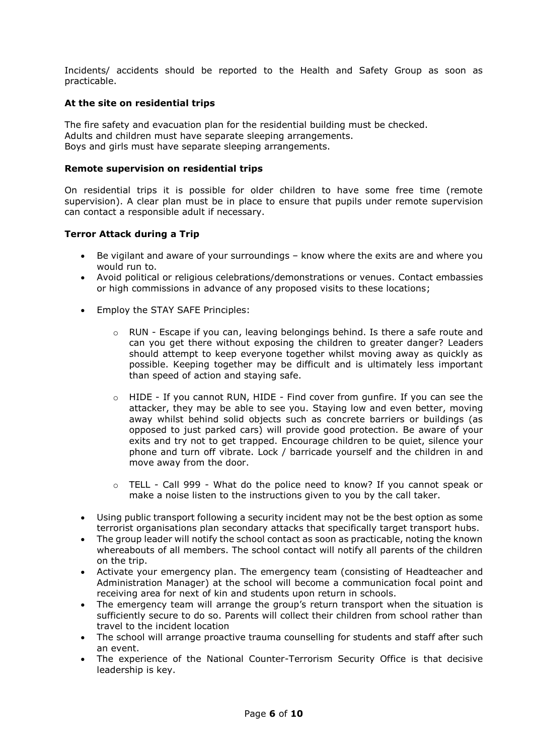Incidents/ accidents should be reported to the Health and Safety Group as soon as practicable.

**At the site on residential trips**

The fire safety and evacuation plan for the residential building must be checked.
Adults and children must have separate sleeping arrangements.
Boys and girls must have separate sleeping arrangements.

**Remote supervision on residential trips**

On residential trips it is possible for older children to have some free time (remote supervision). A clear plan must be in place to ensure that pupils under remote supervision can contact a responsible adult if necessary.

**Terror Attack during a Trip**

- Be vigilant and aware of your surroundings – know where the exits are and where you would run to.
- Avoid political or religious celebrations/demonstrations or venues. Contact embassies or high commissions in advance of any proposed visits to these locations;
- Employ the STAY SAFE Principles:
    - RUN - Escape if you can, leaving belongings behind. Is there a safe route and can you get there without exposing the children to greater danger? Leaders should attempt to keep everyone together whilst moving away as quickly as possible. Keeping together may be difficult and is ultimately less important than speed of action and staying safe.
    - HIDE - If you cannot RUN, HIDE - Find cover from gunfire. If you can see the attacker, they may be able to see you. Staying low and even better, moving away whilst behind solid objects such as concrete barriers or buildings (as opposed to just parked cars) will provide good protection. Be aware of your exits and try not to get trapped. Encourage children to be quiet, silence your phone and turn off vibrate. Lock / barricade yourself and the children in and move away from the door.
    - TELL - Call 999 - What do the police need to know? If you cannot speak or make a noise listen to the instructions given to you by the call taker.
- Using public transport following a security incident may not be the best option as some terrorist organisations plan secondary attacks that specifically target transport hubs.
- The group leader will notify the school contact as soon as practicable, noting the known whereabouts of all members. The school contact will notify all parents of the children on the trip.
- Activate your emergency plan. The emergency team (consisting of Headteacher and Administration Manager) at the school will become a communication focal point and receiving area for next of kin and students upon return in schools.
- The emergency team will arrange the group's return transport when the situation is sufficiently secure to do so. Parents will collect their children from school rather than travel to the incident location
- The school will arrange proactive trauma counselling for students and staff after such an event.
- The experience of the National Counter-Terrorism Security Office is that decisive leadership is key.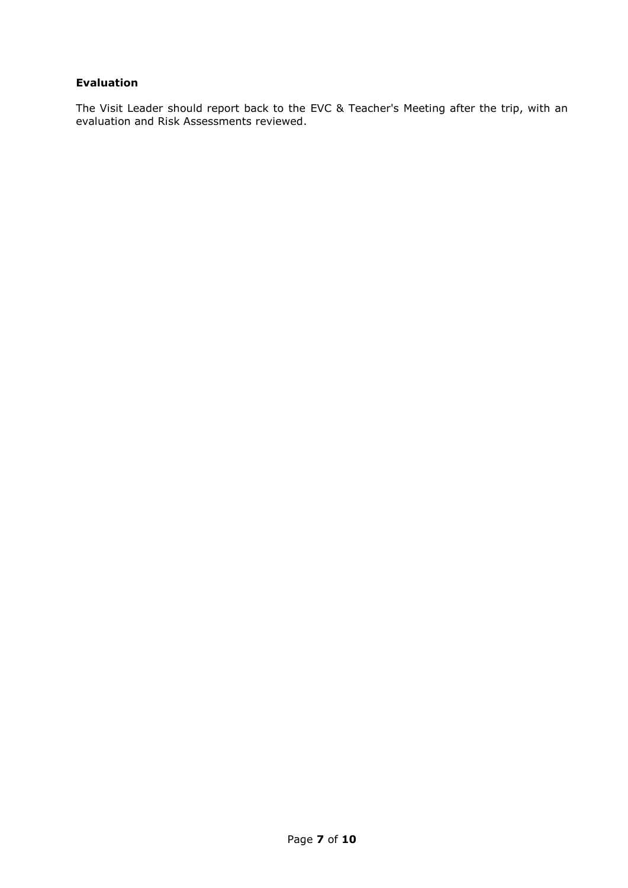**Evaluation**

The Visit Leader should report back to the EVC & Teacher's Meeting after the trip, with an evaluation and Risk Assessments reviewed.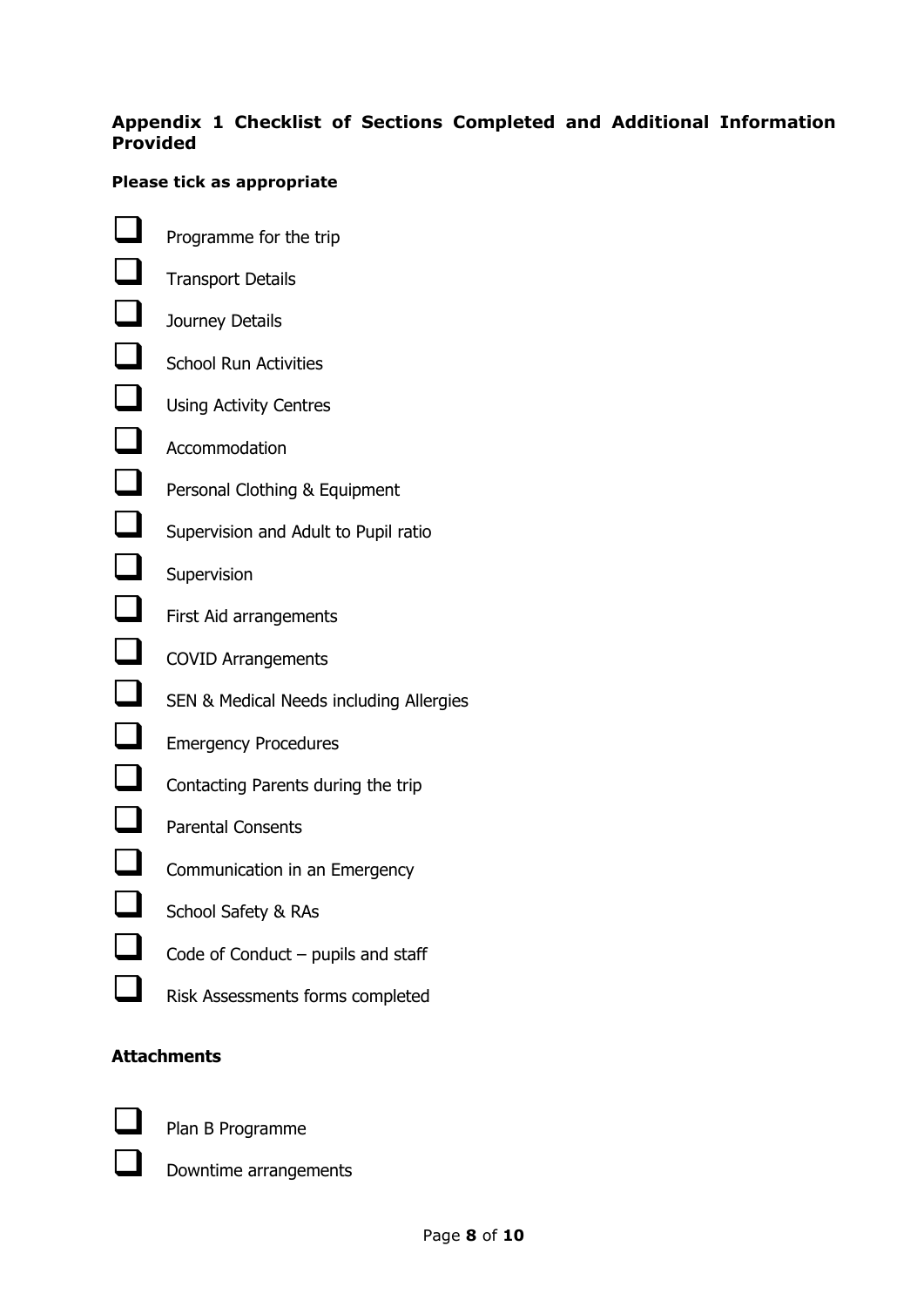## Appendix 1 Checklist of Sections Completed and Additional Information Provided

**Please tick as appropriate**

- [ ] Programme for the trip
- [ ] Transport Details
- [ ] Journey Details
- [ ] School Run Activities
- [ ] Using Activity Centres
- [ ] Accommodation
- [ ] Personal Clothing & Equipment
- [ ] Supervision and Adult to Pupil ratio
- [ ] Supervision
- [ ] First Aid arrangements
- [ ] COVID Arrangements
- [ ] SEN & Medical Needs including Allergies
- [ ] Emergency Procedures
- [ ] Contacting Parents during the trip
- [ ] Parental Consents
- [ ] Communication in an Emergency
- [ ] School Safety & RAs
- [ ] Code of Conduct – pupils and staff
- [ ] Risk Assessments forms completed

### Attachments

- [ ] Plan B Programme
- [ ] Downtime arrangements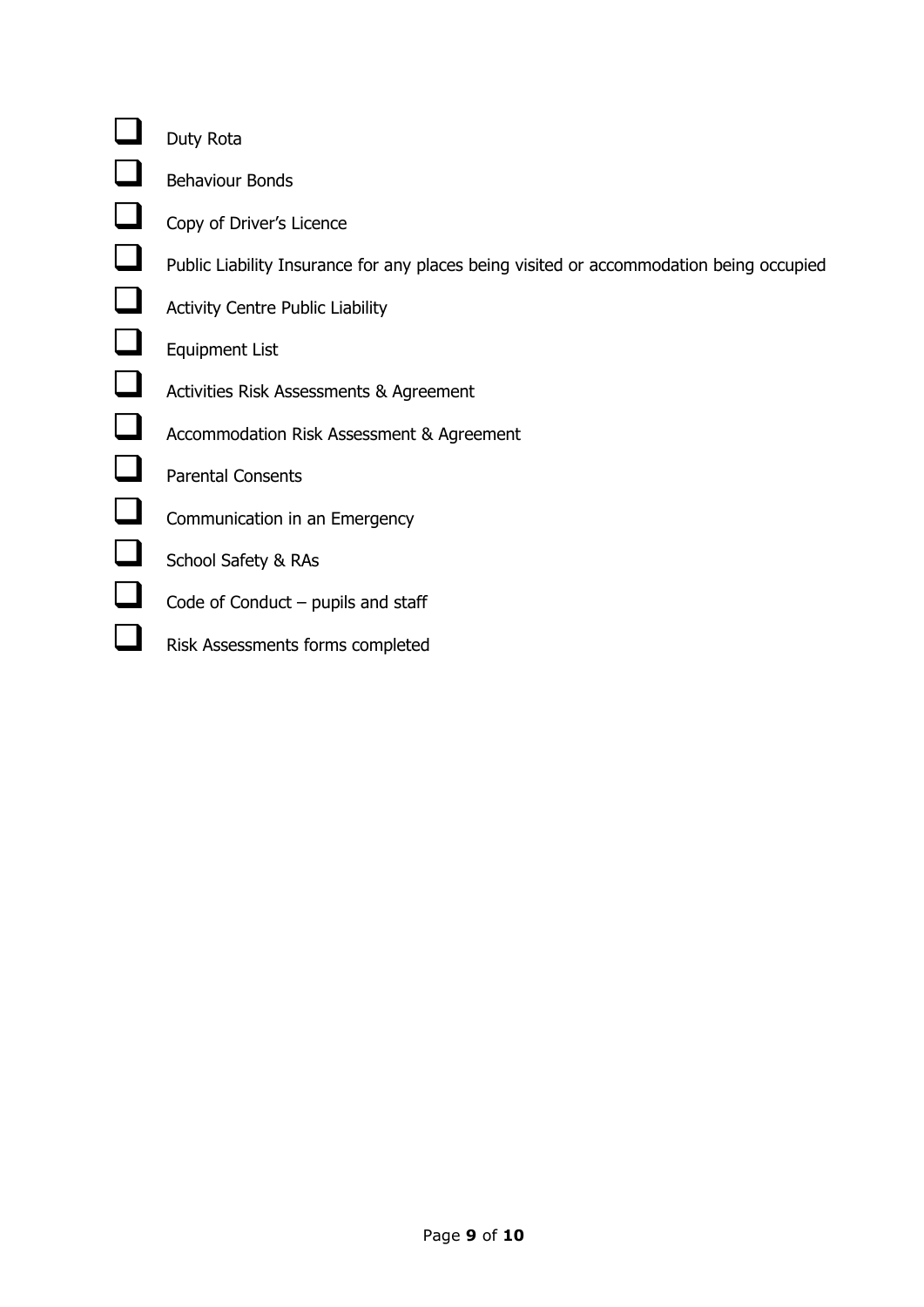- [ ] Duty Rota
- [ ] Behaviour Bonds
- [ ] Copy of Driver’s Licence
- [ ] Public Liability Insurance for any places being visited or accommodation being occupied
- [ ] Activity Centre Public Liability
- [ ] Equipment List
- [ ] Activities Risk Assessments & Agreement
- [ ] Accommodation Risk Assessment & Agreement
- [ ] Parental Consents
- [ ] Communication in an Emergency
- [ ] School Safety & RAs
- [ ] Code of Conduct – pupils and staff
- [ ] Risk Assessments forms completed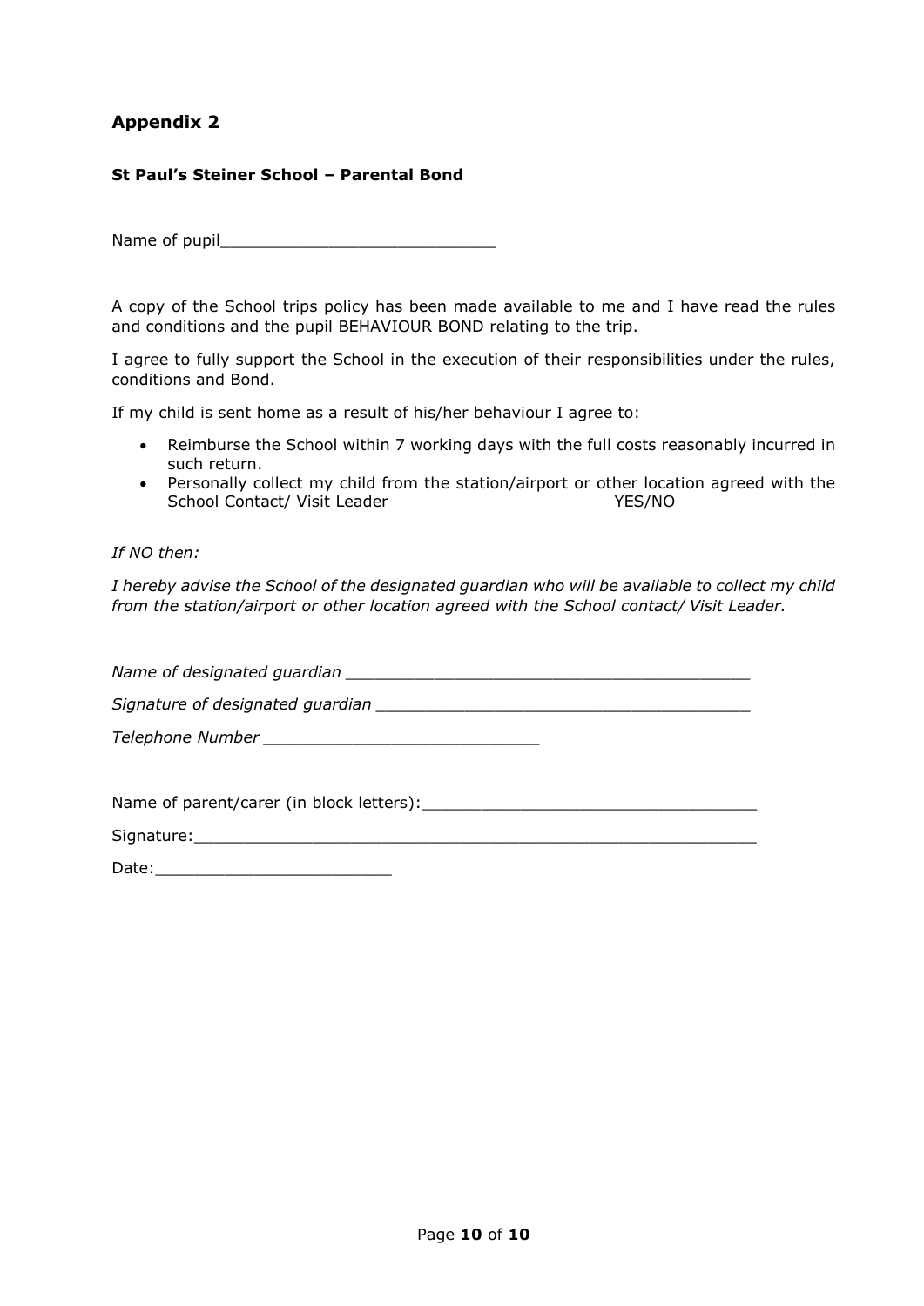## Appendix 2

**St Paul's Steiner School – Parental Bond**

Name of pupil____________________________

A copy of the School trips policy has been made available to me and I have read the rules and conditions and the pupil BEHAVIOUR BOND relating to the trip.

I agree to fully support the School in the execution of their responsibilities under the rules, conditions and Bond.

If my child is sent home as a result of his/her behaviour I agree to:

- Reimburse the School within 7 working days with the full costs reasonably incurred in such return.
- Personally collect my child from the station/airport or other location agreed with the School Contact/ Visit Leader YES/NO

*If NO then:*

*I hereby advise the School of the designated guardian who will be available to collect my child from the station/airport or other location agreed with the School contact/ Visit Leader.*

*Name of designated guardian* __________________________________________

*Signature of designated guardian* ______________________________________

*Telephone Number* ____________________________

Name of parent/carer (in block letters):__________________________________

Signature:___________________________________________________________

Date:________________________